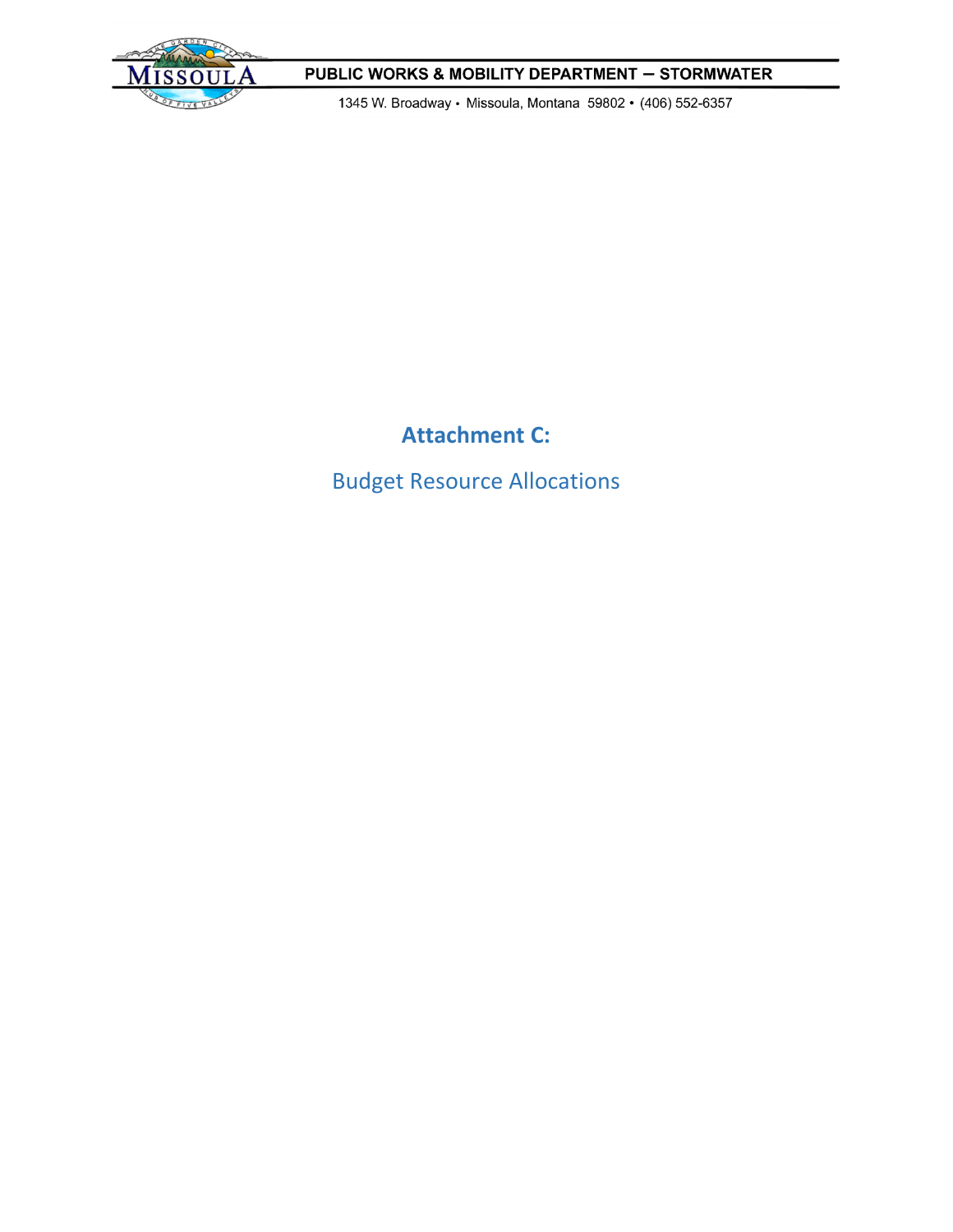PUBLIC WORKS & MOBILITY DEPARTMENT – STORMWATER

1345 W. Broadway • Missoula, Montana 59802 • (406) 552-6357

# Attachment C:

## Budget Resource Allocations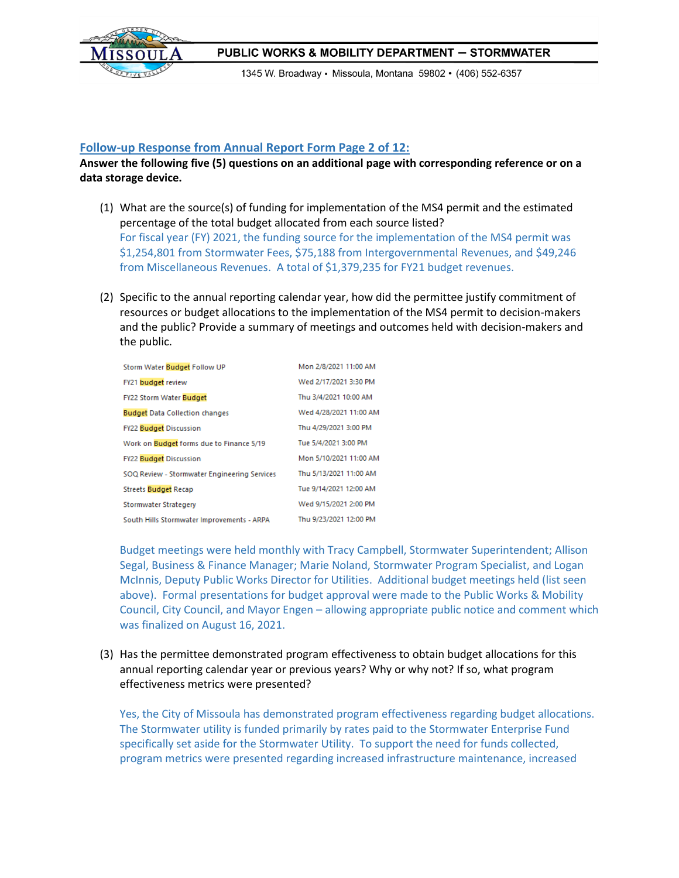## Follow-up Response from Annual Report Form Page 2 of 12:

**Answer the following five (5) questions on an additional page with corresponding reference or on a data storage device.**

(1) What are the source(s) of funding for implementation of the MS4 permit and the estimated percentage of the total budget allocated from each source listed?

For fiscal year (FY) 2021, the funding source for the implementation of the MS4 permit was $1,254,801 from Stormwater Fees, $75,188 from Intergovernmental Revenues, and $49,246 from Miscellaneous Revenues. A total of $1,379,235 for FY21 budget revenues.

(2) Specific to the annual reporting calendar year, how did the permittee justify commitment of resources or budget allocations to the implementation of the MS4 permit to decision-makers and the public? Provide a summary of meetings and outcomes held with decision-makers and the public.

| | |
|---|---|
| Storm Water Budget Follow UP | Mon 2/8/2021 11:00 AM |
| FY21 budget review | Wed 2/17/2021 3:30 PM |
| FY22 Storm Water Budget | Thu 3/4/2021 10:00 AM |
| Budget Data Collection changes | Wed 4/28/2021 11:00 AM |
| FY22 Budget Discussion | Thu 4/29/2021 3:00 PM |
| Work on Budget forms due to Finance 5/19 | Tue 5/4/2021 3:00 PM |
| FY22 Budget Discussion | Mon 5/10/2021 11:00 AM |
| SOQ Review - Stormwater Engineering Services | Thu 5/13/2021 11:00 AM |
| Streets Budget Recap | Tue 9/14/2021 12:00 AM |
| Stormwater Strategery | Wed 9/15/2021 2:00 PM |
| South Hills Stormwater Improvements - ARPA | Thu 9/23/2021 12:00 PM |

Budget meetings were held monthly with Tracy Campbell, Stormwater Superintendent; Allison Segal, Business & Finance Manager; Marie Noland, Stormwater Program Specialist, and Logan McInnis, Deputy Public Works Director for Utilities. Additional budget meetings held (list seen above). Formal presentations for budget approval were made to the Public Works & Mobility Council, City Council, and Mayor Engen – allowing appropriate public notice and comment which was finalized on August 16, 2021.

(3) Has the permittee demonstrated program effectiveness to obtain budget allocations for this annual reporting calendar year or previous years? Why or why not? If so, what program effectiveness metrics were presented?

Yes, the City of Missoula has demonstrated program effectiveness regarding budget allocations. The Stormwater utility is funded primarily by rates paid to the Stormwater Enterprise Fund specifically set aside for the Stormwater Utility. To support the need for funds collected, program metrics were presented regarding increased infrastructure maintenance, increased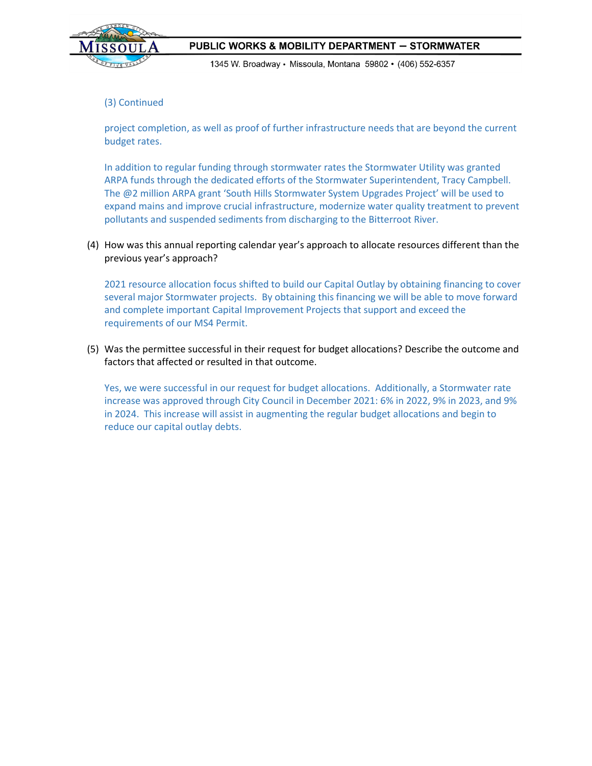(3) Continued

project completion, as well as proof of further infrastructure needs that are beyond the current budget rates.

In addition to regular funding through stormwater rates the Stormwater Utility was granted ARPA funds through the dedicated efforts of the Stormwater Superintendent, Tracy Campbell. The @2 million ARPA grant 'South Hills Stormwater System Upgrades Project' will be used to expand mains and improve crucial infrastructure, modernize water quality treatment to prevent pollutants and suspended sediments from discharging to the Bitterroot River.

(4) How was this annual reporting calendar year's approach to allocate resources different than the previous year's approach?

2021 resource allocation focus shifted to build our Capital Outlay by obtaining financing to cover several major Stormwater projects. By obtaining this financing we will be able to move forward and complete important Capital Improvement Projects that support and exceed the requirements of our MS4 Permit.

(5) Was the permittee successful in their request for budget allocations? Describe the outcome and factors that affected or resulted in that outcome.

Yes, we were successful in our request for budget allocations. Additionally, a Stormwater rate increase was approved through City Council in December 2021: 6% in 2022, 9% in 2023, and 9% in 2024. This increase will assist in augmenting the regular budget allocations and begin to reduce our capital outlay debts.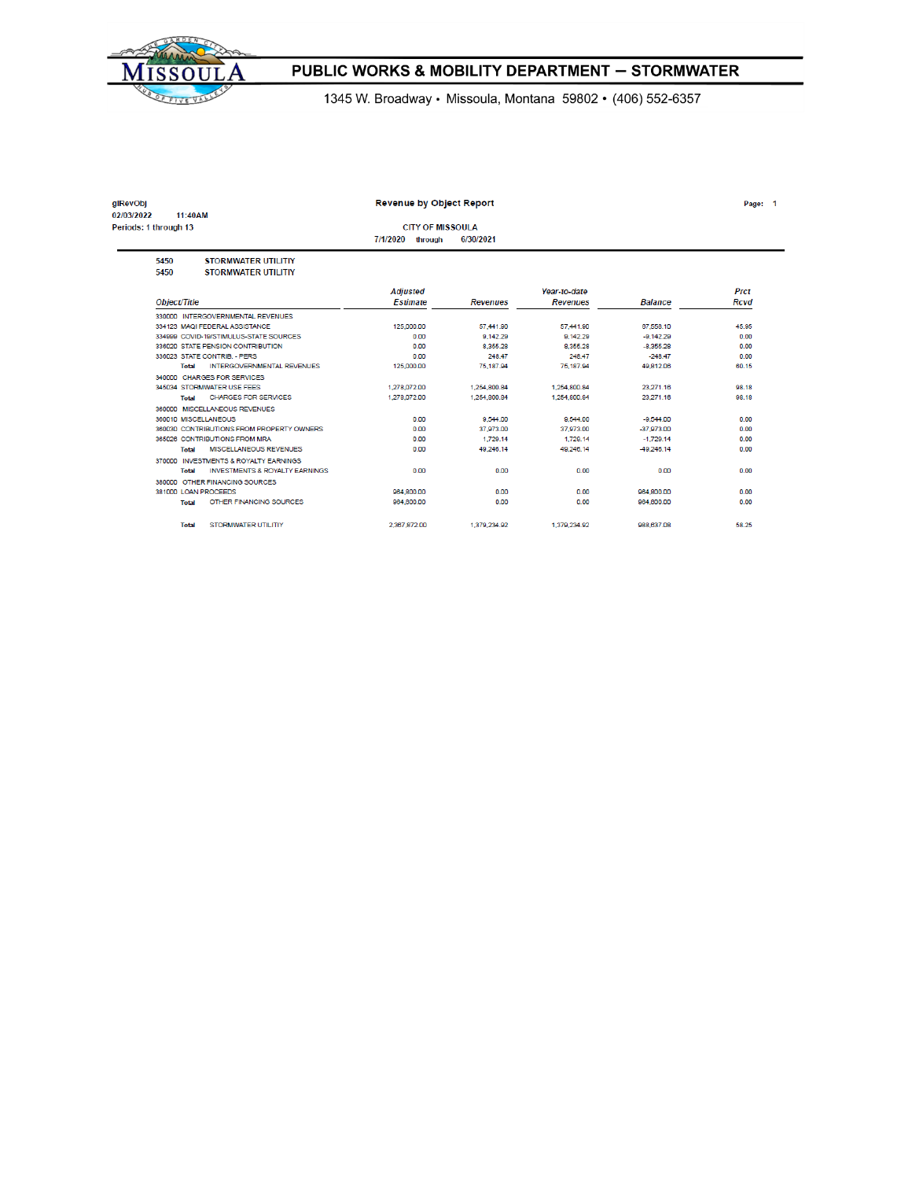## PUBLIC WORKS & MOBILITY DEPARTMENT – STORMWATER

1345 W. Broadway • Missoula, Montana 59802 • (406) 552-6357

glRevObj
02/03/2022 11:40AM
Periods: 1 through 13

**Revenue by Object Report**

**CITY OF MISSOULA**
7/1/2020 through 6/30/2021

5450 STORMWATER UTILITY
5450 STORMWATER UTILITY

| Object/Title | Adjusted Estimate | Revenues | Year-to-date Revenues | Balance | Prct Rcvd |
|---|---|---|---|---|---|
| 330000 INTERGOVERNMENTAL REVENUES | | | | | |
| 334123 MAQI FEDERAL ASSISTANCE | 125,000.00 | 57,441.90 | 57,441.90 | 67,558.10 | 45.95 |
| 334999 COVID-19/STIMULUS-STATE SOURCES | 0.00 | 9,142.29 | 9,142.29 | -9,142.29 | 0.00 |
| 336020 STATE PENSION CONTRIBUTION | 0.00 | 8,355.28 | 8,355.28 | -8,355.28 | 0.00 |
| 336023 STATE CONTRIB. - PERS | 0.00 | 248.47 | 248.47 | -248.47 | 0.00 |
| Total INTERGOVERNMENTAL REVENUES | 125,000.00 | 75,187.94 | 75,187.94 | 49,812.06 | 60.15 |
| 340000 CHARGES FOR SERVICES | | | | | |
| 345034 STORMWATER USE FEES | 1,278,072.00 | 1,254,800.84 | 1,254,800.84 | 23,271.16 | 98.18 |
| Total CHARGES FOR SERVICES | 1,278,072.00 | 1,254,800.84 | 1,254,800.84 | 23,271.16 | 98.18 |
| 360000 MISCELLANEOUS REVENUES | | | | | |
| 360010 MISCELLANEOUS | 0.00 | 9,544.00 | 9,544.00 | -9,544.00 | 0.00 |
| 360030 CONTRIBUTIONS FROM PROPERTY OWNERS | 0.00 | 37,973.00 | 37,973.00 | -37,973.00 | 0.00 |
| 365026 CONTRIBUTIONS FROM MRA | 0.00 | 1,729.14 | 1,729.14 | -1,729.14 | 0.00 |
| Total MISCELLANEOUS REVENUES | 0.00 | 49,246.14 | 49,246.14 | -49,246.14 | 0.00 |
| 370000 INVESTMENTS & ROYALTY EARNINGS | | | | | |
| Total INVESTMENTS & ROYALTY EARNINGS | 0.00 | 0.00 | 0.00 | 0.00 | 0.00 |
| 380000 OTHER FINANCING SOURCES | | | | | |
| 381000 LOAN PROCEEDS | 984,800.00 | 0.00 | 0.00 | 984,800.00 | 0.00 |
| Total OTHER FINANCING SOURCES | 984,800.00 | 0.00 | 0.00 | 984,800.00 | 0.00 |
| Total STORMWATER UTILITY | 2,387,872.00 | 1,379,234.92 | 1,379,234.92 | 988,637.08 | 58.25 |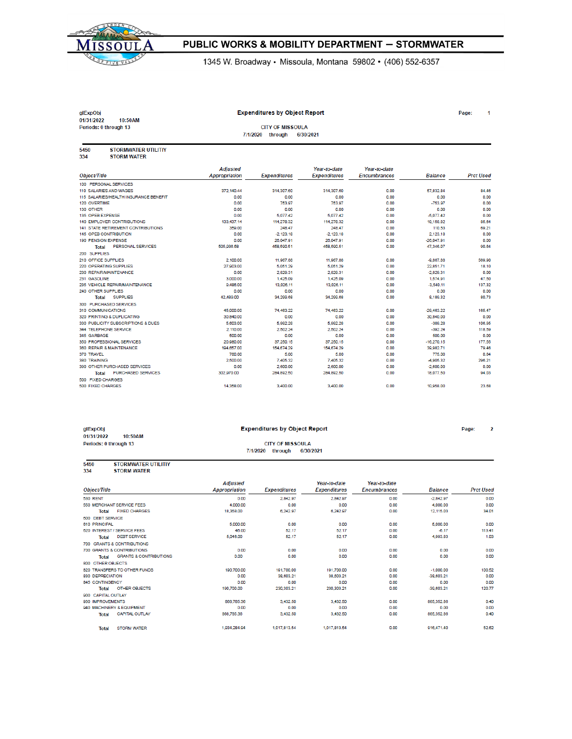# PUBLIC WORKS & MOBILITY DEPARTMENT — STORMWATER

1345 W. Broadway • Missoula, Montana 59802 • (406) 552-6357

glExpObj
01/31/2022 10:50AM
Periods: 0 through 13

**Expenditures by Object Report**

CITY OF MISSOULA
7/1/2020 through 6/30/2021

Page: 1

5450 STORMWATER UTILITIY
334 STORM WATER

| Object/Title | Adjusted Appropriation | Expenditures | Year-to-date Expenditures | Year-to-date Encumbrances | Balance | Prct Used |
|---|---|---|---|---|---|---|
| 100 PERSONAL SERVICES | | | | | | |
| 110 SALARIES AND WAGES | 372,140.44 | 314,307.60 | 314,307.60 | 0.00 | 57,832.84 | 84.46 |
| 115 SALARIES/HEALTH INSURANCE BENEFIT | 0.00 | 0.00 | 0.00 | 0.00 | 0.00 | 0.00 |
| 120 OVERTIME | 0.00 | 753.97 | 753.97 | 0.00 | -753.97 | 0.00 |
| 130 OTHER | 0.00 | 0.00 | 0.00 | 0.00 | 0.00 | 0.00 |
| 135 OPEB EXPENSE | 0.00 | 5,077.42 | 5,077.42 | 0.00 | -5,077.42 | 0.00 |
| 140 EMPLOYER CONTRIBUTIONS | 133,437.14 | 114,278.32 | 114,278.32 | 0.00 | 19,158.82 | 85.64 |
| 141 STATE RETIREMENT CONTRIBUTIONS | 359.00 | 248.47 | 248.47 | 0.00 | 110.53 | 69.21 |
| 145 OPEB CONTRIBUTION | 0.00 | -2,123.18 | -2,123.18 | 0.00 | 2,123.18 | 0.00 |
| 190 PENSION EXPENSE | 0.00 | 20,047.91 | 20,047.91 | 0.00 | -20,047.91 | 0.00 |
| Total PERSONAL SERVICES | 505,936.58 | 458,590.51 | 458,590.51 | 0.00 | 47,346.07 | 90.64 |
| 200 SUPPLIES | | | | | | |
| 210 OFFICE SUPPLIES | 2,100.00 | 11,967.88 | 11,967.88 | 0.00 | -9,867.88 | 569.90 |
| 220 OPERATING SUPPLIES | 27,903.00 | 5,051.29 | 5,051.29 | 0.00 | 22,851.71 | 18.10 |
| 230 REPAIR/MAINTENANCE | 0.00 | 2,829.31 | 2,829.31 | 0.00 | -2,829.31 | 0.00 |
| 231 GASOLINE | 3,000.00 | 1,425.09 | 1,425.09 | 0.00 | 1,574.91 | 47.50 |
| 235 VEHICLE REPAIR/MAINTENANCE | 9,486.00 | 13,026.11 | 13,026.11 | 0.00 | -3,540.11 | 137.32 |
| 240 OTHER SUPPLIES | 0.00 | 0.00 | 0.00 | 0.00 | 0.00 | 0.00 |
| Total SUPPLIES | 42,489.00 | 34,299.68 | 34,299.68 | 0.00 | 8,189.32 | 80.73 |
| 300 PURCHASED SERVICES | | | | | | |
| 310 COMMUNICATIONS | 45,000.00 | 74,463.22 | 74,463.22 | 0.00 | -29,463.22 | 165.47 |
| 320 PRINTING & DUPLICATING | 30,840.00 | 0.00 | 0.00 | 0.00 | 30,840.00 | 0.00 |
| 330 PUBLICITY SUBSCRIPTIONS & DUES | 5,603.00 | 5,992.28 | 5,992.28 | 0.00 | -389.28 | 106.95 |
| 344 TELEPHONE SERVICE | 2,110.00 | 2,502.24 | 2,502.24 | 0.00 | -392.24 | 118.59 |
| 345 GARBAGE | 500.00 | 0.00 | 0.00 | 0.00 | 500.00 | 0.00 |
| 350 PROFESSIONAL SERVICES | 20,980.00 | 37,250.15 | 37,250.15 | 0.00 | -16,270.15 | 177.55 |
| 360 REPAIR & MAINTENANCE | 194,657.00 | 154,674.29 | 154,674.29 | 0.00 | 39,982.71 | 79.46 |
| 370 TRAVEL | 780.00 | 5.00 | 5.00 | 0.00 | 775.00 | 0.64 |
| 380 TRAINING | 2,500.00 | 7,405.32 | 7,405.32 | 0.00 | -4,905.32 | 296.21 |
| 390 OTHER PURCHASED SERVICES | 0.00 | 2,600.00 | 2,600.00 | 0.00 | -2,600.00 | 0.00 |
| Total PURCHASED SERVICES | 302,970.00 | 284,892.50 | 284,892.50 | 0.00 | 18,077.50 | 94.03 |
| 500 FIXED CHARGES | | | | | | |
| 500 FIXED CHARGES | 14,358.00 | 3,400.00 | 3,400.00 | 0.00 | 10,958.00 | 23.68 |

glExpObj
01/31/2022 10:50AM
Periods: 0 through 13

**Expenditures by Object Report**

CITY OF MISSOULA
7/1/2020 through 6/30/2021

Page: 2

5450 STORMWATER UTILITIY
334 STORM WATER

| Object/Title | Adjusted Appropriation | Expenditures | Year-to-date Expenditures | Year-to-date Encumbrances | Balance | Prct Used |
|---|---|---|---|---|---|---|
| 530 RENT | 0.00 | 2,842.97 | 2,842.97 | 0.00 | -2,842.97 | 0.00 |
| 550 MERCHANT SERVICE FEES | 4,000.00 | 0.00 | 0.00 | 0.00 | 4,000.00 | 0.00 |
| Total FIXED CHARGES | 18,358.00 | 6,242.97 | 6,242.97 | 0.00 | 12,115.03 | 34.01 |
| 600 DEBT SERVICE | | | | | | |
| 610 PRINCIPAL | 5,000.00 | 0.00 | 0.00 | 0.00 | 5,000.00 | 0.00 |
| 620 INTEREST / SERVICE FEES | 46.00 | 52.17 | 52.17 | 0.00 | -6.17 | 113.41 |
| Total DEBT SERVICE | 5,046.00 | 52.17 | 52.17 | 0.00 | 4,993.83 | 1.03 |
| 700 GRANTS & CONTRIBUTIONS | | | | | | |
| 700 GRANTS & CONTRIBUTIONS | 0.00 | 0.00 | 0.00 | 0.00 | 0.00 | 0.00 |
| Total GRANTS & CONTRIBUTIONS | 0.00 | 0.00 | 0.00 | 0.00 | 0.00 | 0.00 |
| 800 OTHER OBJECTS | | | | | | |
| 820 TRANSFERS TO OTHER FUNDS | 190,700.00 | 191,700.00 | 191,700.00 | 0.00 | -1,000.00 | 100.52 |
| 830 DEPRECIATION | 0.00 | 38,603.21 | 38,603.21 | 0.00 | -38,603.21 | 0.00 |
| 845 CONTINGENCY | 0.00 | 0.00 | 0.00 | 0.00 | 0.00 | 0.00 |
| Total OTHER OBJECTS | 190,700.00 | 230,303.21 | 230,303.21 | 0.00 | -39,603.21 | 120.77 |
| 900 CAPITAL OUTLAY | | | | | | |
| 930 IMPROVEMENTS | 868,785.36 | 3,432.50 | 3,432.50 | 0.00 | 865,352.86 | 0.40 |
| 940 MACHINERY & EQUIPMENT | 0.00 | 0.00 | 0.00 | 0.00 | 0.00 | 0.00 |
| Total CAPITAL OUTLAY | 868,785.36 | 3,432.50 | 3,432.50 | 0.00 | 865,352.86 | 0.40 |
| Total STORM WATER | 1,934,284.94 | 1,017,813.54 | 1,017,813.54 | 0.00 | 916,471.40 | 52.62 |